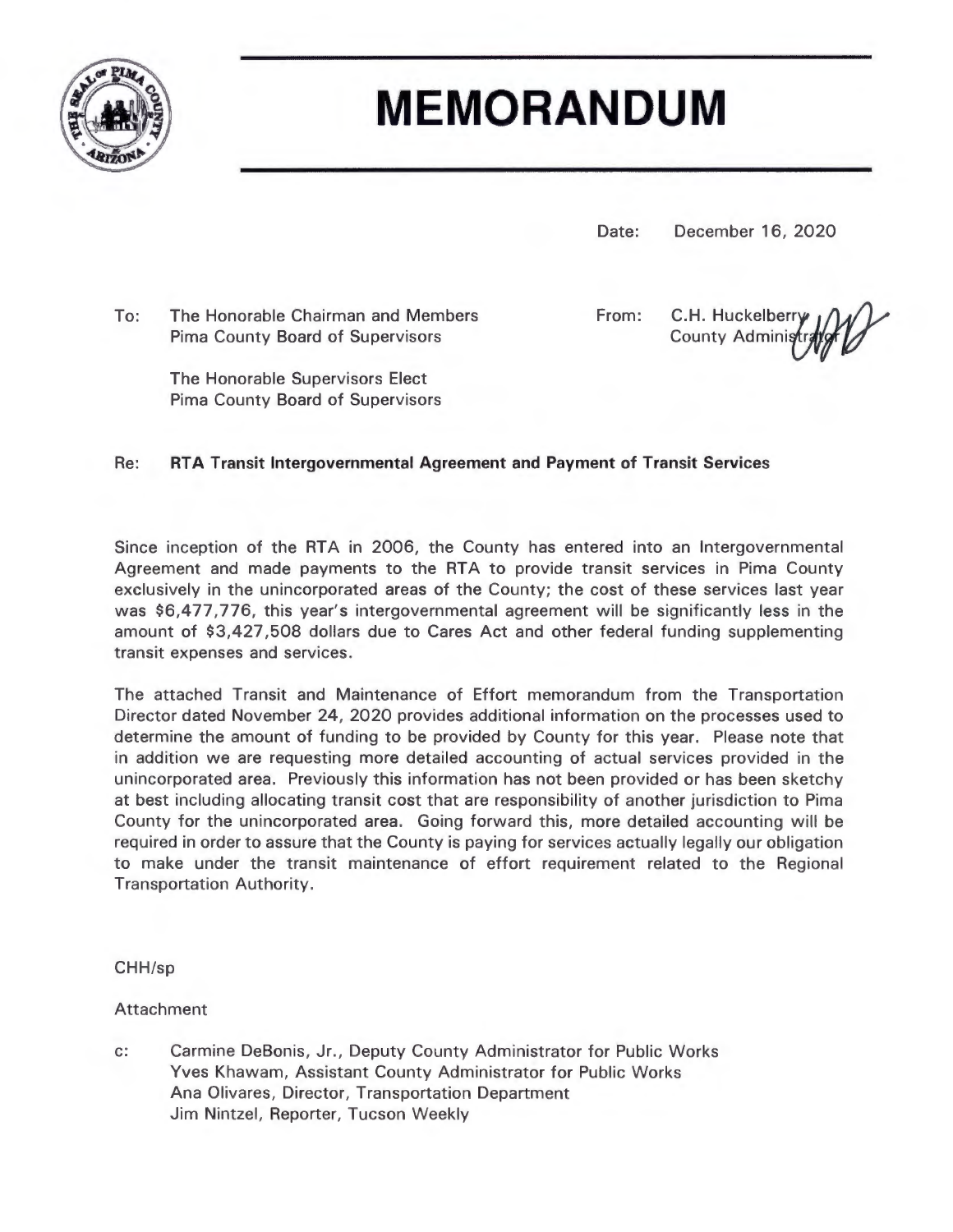# MEMORANDUM

Date: December 16, 2020

To: The Honorable Chairman and Members
Pima County Board of Supervisors

The Honorable Supervisors Elect
Pima County Board of Supervisors

From: C.H. Huckelberry
County Administrator

Re: **RTA Transit Intergovernmental Agreement and Payment of Transit Services**

Since inception of the RTA in 2006, the County has entered into an Intergovernmental Agreement and made payments to the RTA to provide transit services in Pima County exclusively in the unincorporated areas of the County; the cost of these services last year was $6,477,776, this year's intergovernmental agreement will be significantly less in the amount of $3,427,508 dollars due to Cares Act and other federal funding supplementing transit expenses and services.

The attached Transit and Maintenance of Effort memorandum from the Transportation Director dated November 24, 2020 provides additional information on the processes used to determine the amount of funding to be provided by County for this year. Please note that in addition we are requesting more detailed accounting of actual services provided in the unincorporated area. Previously this information has not been provided or has been sketchy at best including allocating transit cost that are responsibility of another jurisdiction to Pima County for the unincorporated area. Going forward this, more detailed accounting will be required in order to assure that the County is paying for services actually legally our obligation to make under the transit maintenance of effort requirement related to the Regional Transportation Authority.

CHH/sp

Attachment

c: Carmine DeBonis, Jr., Deputy County Administrator for Public Works
Yves Khawam, Assistant County Administrator for Public Works
Ana Olivares, Director, Transportation Department
Jim Nintzel, Reporter, Tucson Weekly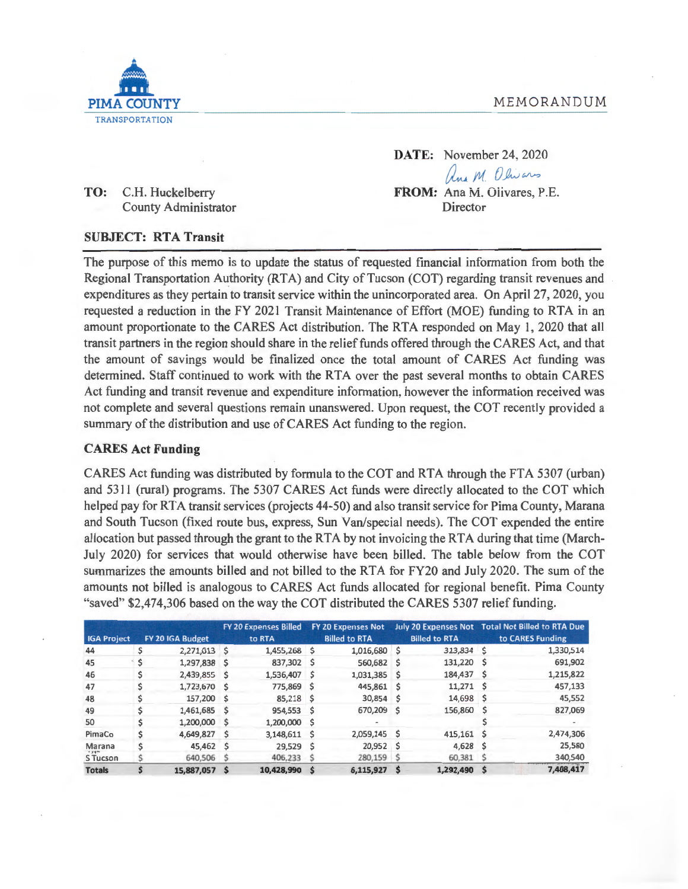PIMA COUNTY
TRANSPORTATION

MEMORANDUM

**DATE:** November 24, 2020

**TO:** C.H. Huckelberry
County Administrator

**FROM:** Ana M. Olivares, P.E.
Director

**SUBJECT: RTA Transit**

The purpose of this memo is to update the status of requested financial information from both the Regional Transportation Authority (RTA) and City of Tucson (COT) regarding transit revenues and expenditures as they pertain to transit service within the unincorporated area. On April 27, 2020, you requested a reduction in the FY 2021 Transit Maintenance of Effort (MOE) funding to RTA in an amount proportionate to the CARES Act distribution. The RTA responded on May 1, 2020 that all transit partners in the region should share in the relief funds offered through the CARES Act, and that the amount of savings would be finalized once the total amount of CARES Act funding was determined. Staff continued to work with the RTA over the past several months to obtain CARES Act funding and transit revenue and expenditure information, however the information received was not complete and several questions remain unanswered. Upon request, the COT recently provided a summary of the distribution and use of CARES Act funding to the region.

## CARES Act Funding

CARES Act funding was distributed by formula to the COT and RTA through the FTA 5307 (urban) and 5311 (rural) programs. The 5307 CARES Act funds were directly allocated to the COT which helped pay for RTA transit services (projects 44-50) and also transit service for Pima County, Marana and South Tucson (fixed route bus, express, Sun Van/special needs). The COT expended the entire allocation but passed through the grant to the RTA by not invoicing the RTA during that time (March-July 2020) for services that would otherwise have been billed. The table below from the COT summarizes the amounts billed and not billed to the RTA for FY20 and July 2020. The sum of the amounts not billed is analogous to CARES Act funds allocated for regional benefit. Pima County "saved" $2,474,306 based on the way the COT distributed the CARES 5307 relief funding.

| IGA Project | FY 20 IGA Budget | FY 20 Expenses Billed to RTA | FY 20 Expenses Not Billed to RTA | July 20 Expenses Not Billed to RTA | Total Not Billed to RTA Due to CARES Funding |
|---|---|---|---|---|---|
| 44 | $ 2,271,613 | $ 1,455,268 | $ 1,016,680 | $ 313,834 | $ 1,330,514 |
| 45 | $ 1,297,838 | $ 837,302 | $ 560,682 | $ 131,220 | $ 691,902 |
| 46 | $ 2,439,855 | $ 1,536,407 | $ 1,031,385 | $ 184,437 | $ 1,215,822 |
| 47 | $ 1,723,670 | $ 775,869 | $ 445,861 | $ 11,271 | $ 457,133 |
| 48 | $ 157,200 | $ 85,218 | $ 30,854 | $ 14,698 | $ 45,552 |
| 49 | $ 1,461,685 | $ 954,553 | $ 670,209 | $ 156,860 | $ 827,069 |
| 50 | $ 1,200,000 | $ 1,200,000 | $ - | | $ - |
| PimaCo | $ 4,649,827 | $ 3,148,611 | $ 2,059,145 | $ 415,161 | $ 2,474,306 |
| Marana | $ 45,462 | $ 29,529 | $ 20,952 | $ 4,628 | $ 25,580 |
| S Tucson | $ 640,506 | $ 406,233 | $ 280,159 | $ 60,381 | $ 340,540 |
| **Totals** | **$ 15,887,057** | **$ 10,428,990** | **$ 6,115,927** | **$ 1,292,490** | **$ 7,408,417** |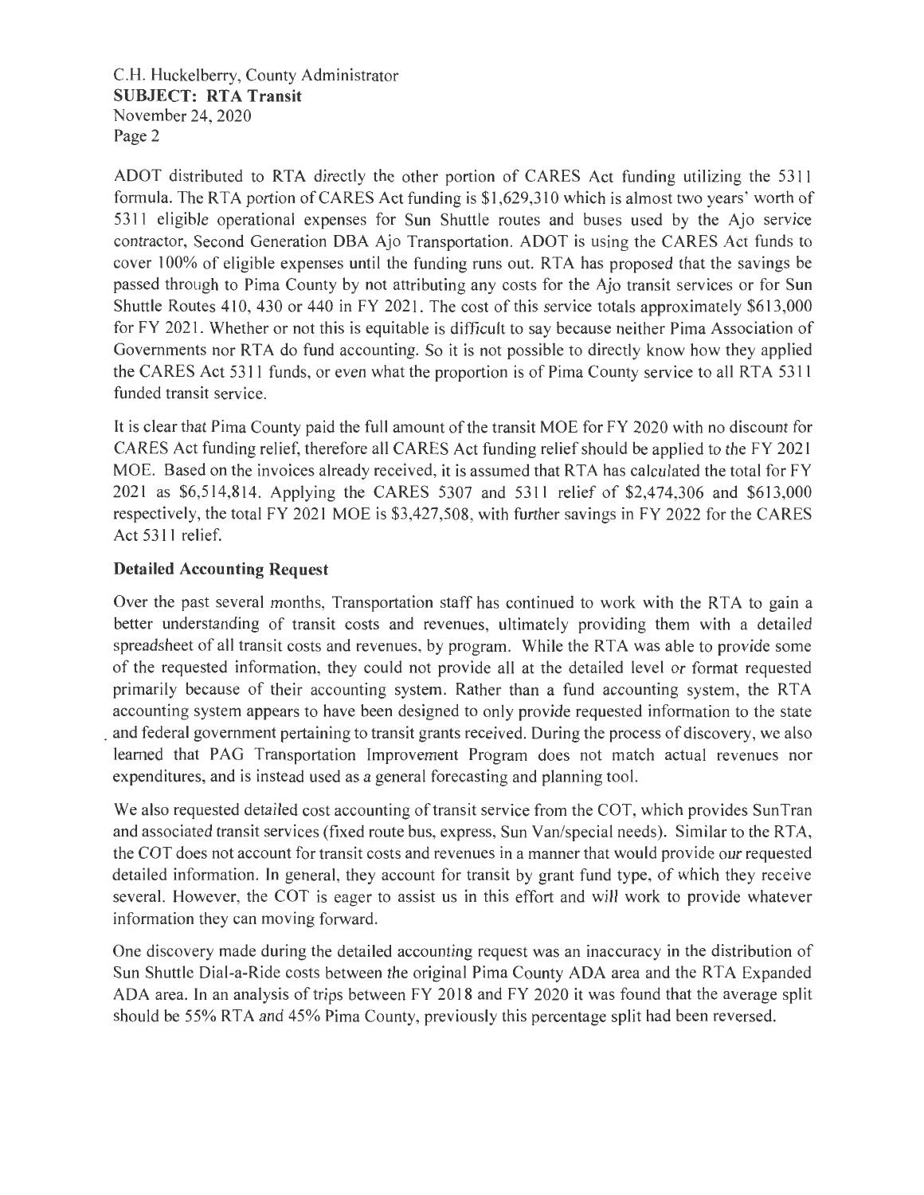ADOT distributed to RTA directly the other portion of CARES Act funding utilizing the 5311 formula. The RTA portion of CARES Act funding is $1,629,310 which is almost two years' worth of 5311 eligible operational expenses for Sun Shuttle routes and buses used by the Ajo service contractor, Second Generation DBA Ajo Transportation. ADOT is using the CARES Act funds to cover 100% of eligible expenses until the funding runs out. RTA has proposed that the savings be passed through to Pima County by not attributing any costs for the Ajo transit services or for Sun Shuttle Routes 410, 430 or 440 in FY 2021. The cost of this service totals approximately $613,000 for FY 2021. Whether or not this is equitable is difficult to say because neither Pima Association of Governments nor RTA do fund accounting. So it is not possible to directly know how they applied the CARES Act 5311 funds, or even what the proportion is of Pima County service to all RTA 5311 funded transit service.

It is clear that Pima County paid the full amount of the transit MOE for FY 2020 with no discount for CARES Act funding relief, therefore all CARES Act funding relief should be applied to the FY 2021 MOE. Based on the invoices already received, it is assumed that RTA has calculated the total for FY 2021 as $6,514,814. Applying the CARES 5307 and 5311 relief of $2,474,306 and $613,000 respectively, the total FY 2021 MOE is $3,427,508, with further savings in FY 2022 for the CARES Act 5311 relief.

**Detailed Accounting Request**

Over the past several months, Transportation staff has continued to work with the RTA to gain a better understanding of transit costs and revenues, ultimately providing them with a detailed spreadsheet of all transit costs and revenues, by program. While the RTA was able to provide some of the requested information, they could not provide all at the detailed level or format requested primarily because of their accounting system. Rather than a fund accounting system, the RTA accounting system appears to have been designed to only provide requested information to the state and federal government pertaining to transit grants received. During the process of discovery, we also learned that PAG Transportation Improvement Program does not match actual revenues nor expenditures, and is instead used as a general forecasting and planning tool.

We also requested detailed cost accounting of transit service from the COT, which provides SunTran and associated transit services (fixed route bus, express, Sun Van/special needs). Similar to the RTA, the COT does not account for transit costs and revenues in a manner that would provide our requested detailed information. In general, they account for transit by grant fund type, of which they receive several. However, the COT is eager to assist us in this effort and will work to provide whatever information they can moving forward.

One discovery made during the detailed accounting request was an inaccuracy in the distribution of Sun Shuttle Dial-a-Ride costs between the original Pima County ADA area and the RTA Expanded ADA area. In an analysis of trips between FY 2018 and FY 2020 it was found that the average split should be 55% RTA and 45% Pima County, previously this percentage split had been reversed.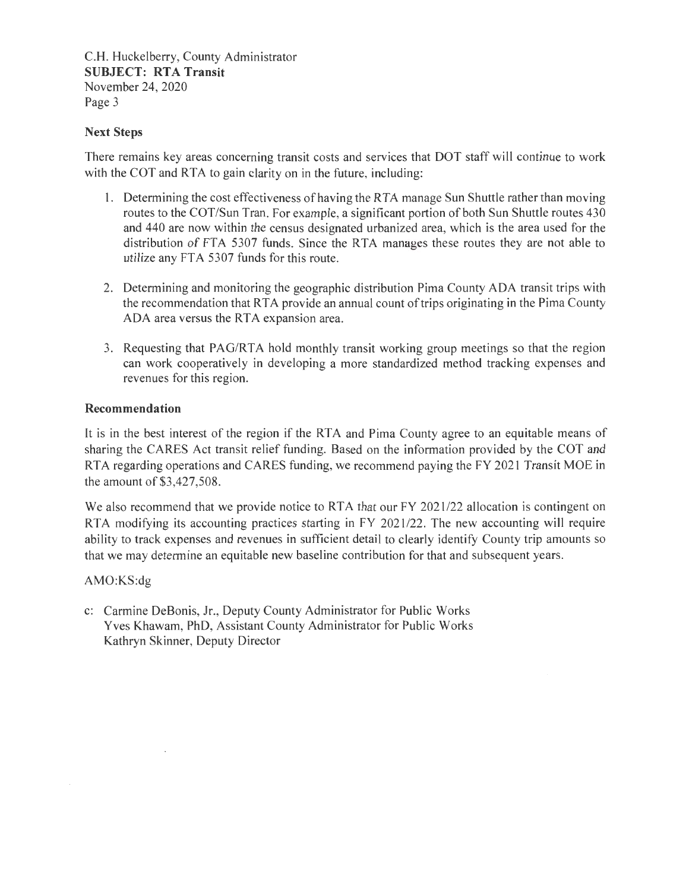## Next Steps

There remains key areas concerning transit costs and services that DOT staff will continue to work with the COT and RTA to gain clarity on in the future, including:

1. Determining the cost effectiveness of having the RTA manage Sun Shuttle rather than moving routes to the COT/Sun Tran. For example, a significant portion of both Sun Shuttle routes 430 and 440 are now within the census designated urbanized area, which is the area used for the distribution of FTA 5307 funds. Since the RTA manages these routes they are not able to utilize any FTA 5307 funds for this route.

2. Determining and monitoring the geographic distribution Pima County ADA transit trips with the recommendation that RTA provide an annual count of trips originating in the Pima County ADA area versus the RTA expansion area.

3. Requesting that PAG/RTA hold monthly transit working group meetings so that the region can work cooperatively in developing a more standardized method tracking expenses and revenues for this region.

## Recommendation

It is in the best interest of the region if the RTA and Pima County agree to an equitable means of sharing the CARES Act transit relief funding. Based on the information provided by the COT and RTA regarding operations and CARES funding, we recommend paying the FY 2021 Transit MOE in the amount of $3,427,508.

We also recommend that we provide notice to RTA that our FY 2021/22 allocation is contingent on RTA modifying its accounting practices starting in FY 2021/22. The new accounting will require ability to track expenses and revenues in sufficient detail to clearly identify County trip amounts so that we may determine an equitable new baseline contribution for that and subsequent years.

AMO:KS:dg

c: Carmine DeBonis, Jr., Deputy County Administrator for Public Works
Yves Khawam, PhD, Assistant County Administrator for Public Works
Kathryn Skinner, Deputy Director